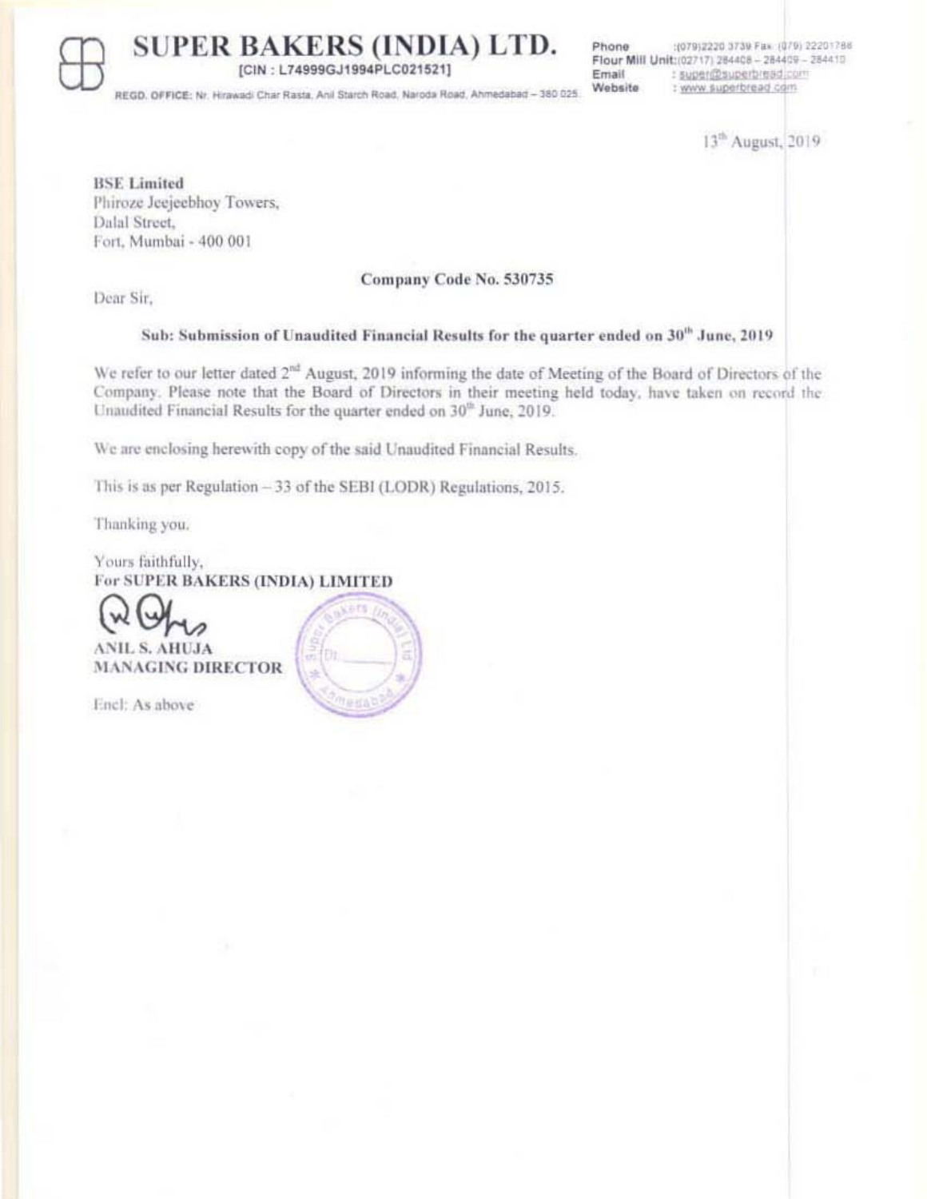# SUPER BAKERS (INDIA) LTD.

[CIN : L74999GJ1994PLC021521]

REGD. OFFICE: Nr. Hirawadi Char Rasta, Anil Starch Road, Naroda Road, Ahmedabad – 380 025.

Phone : (079)2220 3739 Fax: (079) 22201786
Flour Mill Unit: (02717) 284408 – 284409 – 284410
Email : super@superbread.com
Website : www.superbread.com

13th August, 2019

**BSE Limited**
Phiroze Jeejeebhoy Towers,
Dalal Street,
Fort, Mumbai - 400 001

**Company Code No. 530735**

Dear Sir,

**Sub: Submission of Unaudited Financial Results for the quarter ended on 30th June, 2019**

We refer to our letter dated 2nd August, 2019 informing the date of Meeting of the Board of Directors of the Company. Please note that the Board of Directors in their meeting held today, have taken on record the Unaudited Financial Results for the quarter ended on 30th June, 2019.

We are enclosing herewith copy of the said Unaudited Financial Results.

This is as per Regulation – 33 of the SEBI (LODR) Regulations, 2015.

Thanking you.

Yours faithfully,
**For SUPER BAKERS (INDIA) LIMITED**

**ANIL S. AHUJA**
**MANAGING DIRECTOR**

Encl: As above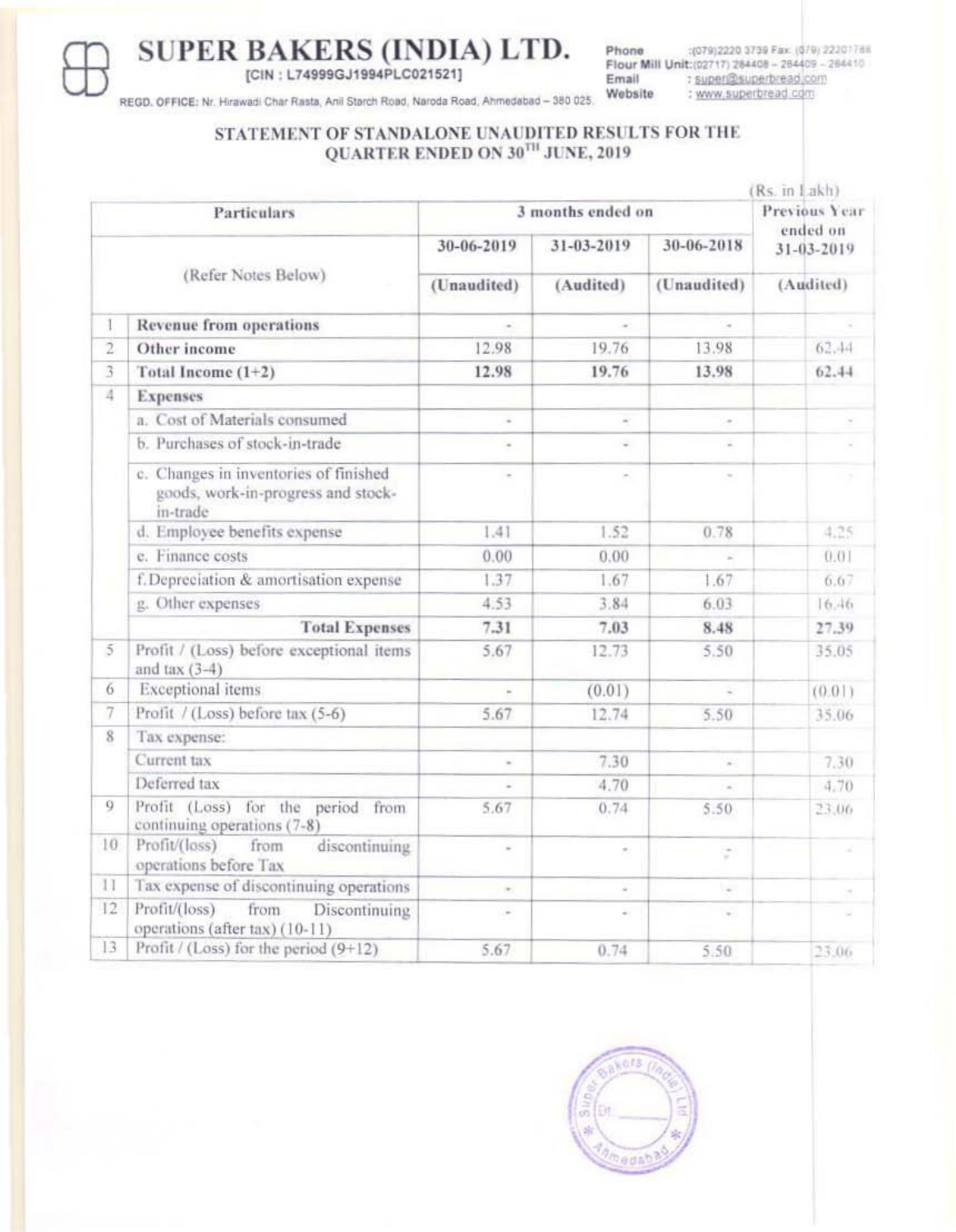# SUPER BAKERS (INDIA) LTD.

[CIN : L74999GJ1994PLC021521]

REGD. OFFICE: Nr. Hirawadi Char Rasta, Anil Starch Road, Naroda Road, Ahmedabad – 380 025.

Phone :(079)2220 3739 Fax: (079) 22201788
Flour Mill Unit:(02717) 284408 – 284409 – 284410
Email : super@superbread.com
Website : www.superbread.com

## STATEMENT OF STANDALONE UNAUDITED RESULTS FOR THE QUARTER ENDED ON 30TH JUNE, 2019

(Rs. in Lakh)

| | Particulars | 3 months ended on | | | Previous Year ended on |
|---|---|---|---|---|---|
| | (Refer Notes Below) | 30-06-2019 | 31-03-2019 | 30-06-2018 | 31-03-2019 |
| | | (Unaudited) | (Audited) | (Unaudited) | (Audited) |
| 1 | **Revenue from operations** | - | - | - | - |
| 2 | **Other income** | 12.98 | 19.76 | 13.98 | 62.44 |
| 3 | **Total Income (1+2)** | **12.98** | **19.76** | **13.98** | **62.44** |
| 4 | **Expenses** | | | | |
| | a. Cost of Materials consumed | - | - | - | - |
| | b. Purchases of stock-in-trade | - | - | - | - |
| | c. Changes in inventories of finished goods, work-in-progress and stock-in-trade | - | - | - | - |
| | d. Employee benefits expense | 1.41 | 1.52 | 0.78 | 4.25 |
| | e. Finance costs | 0.00 | 0.00 | - | 0.01 |
| | f. Depreciation & amortisation expense | 1.37 | 1.67 | 1.67 | 6.67 |
| | g. Other expenses | 4.53 | 3.84 | 6.03 | 16.46 |
| | **Total Expenses** | **7.31** | **7.03** | **8.48** | **27.39** |
| 5 | Profit / (Loss) before exceptional items and tax (3-4) | 5.67 | 12.73 | 5.50 | 35.05 |
| 6 | Exceptional items | - | (0.01) | - | (0.01) |
| 7 | Profit / (Loss) before tax (5-6) | 5.67 | 12.74 | 5.50 | 35.06 |
| 8 | Tax expense: | | | | |
| | Current tax | - | 7.30 | - | 7.30 |
| | Deferred tax | - | 4.70 | - | 4.70 |
| 9 | Profit (Loss) for the period from continuing operations (7-8) | 5.67 | 0.74 | 5.50 | 23.06 |
| 10 | Profit/(loss) from discontinuing operations before Tax | - | - | - | - |
| 11 | Tax expense of discontinuing operations | - | - | - | - |
| 12 | Profit/(loss) from Discontinuing operations (after tax) (10-11) | - | - | - | - |
| 13 | Profit / (Loss) for the period (9+12) | 5.67 | 0.74 | 5.50 | 23.06 |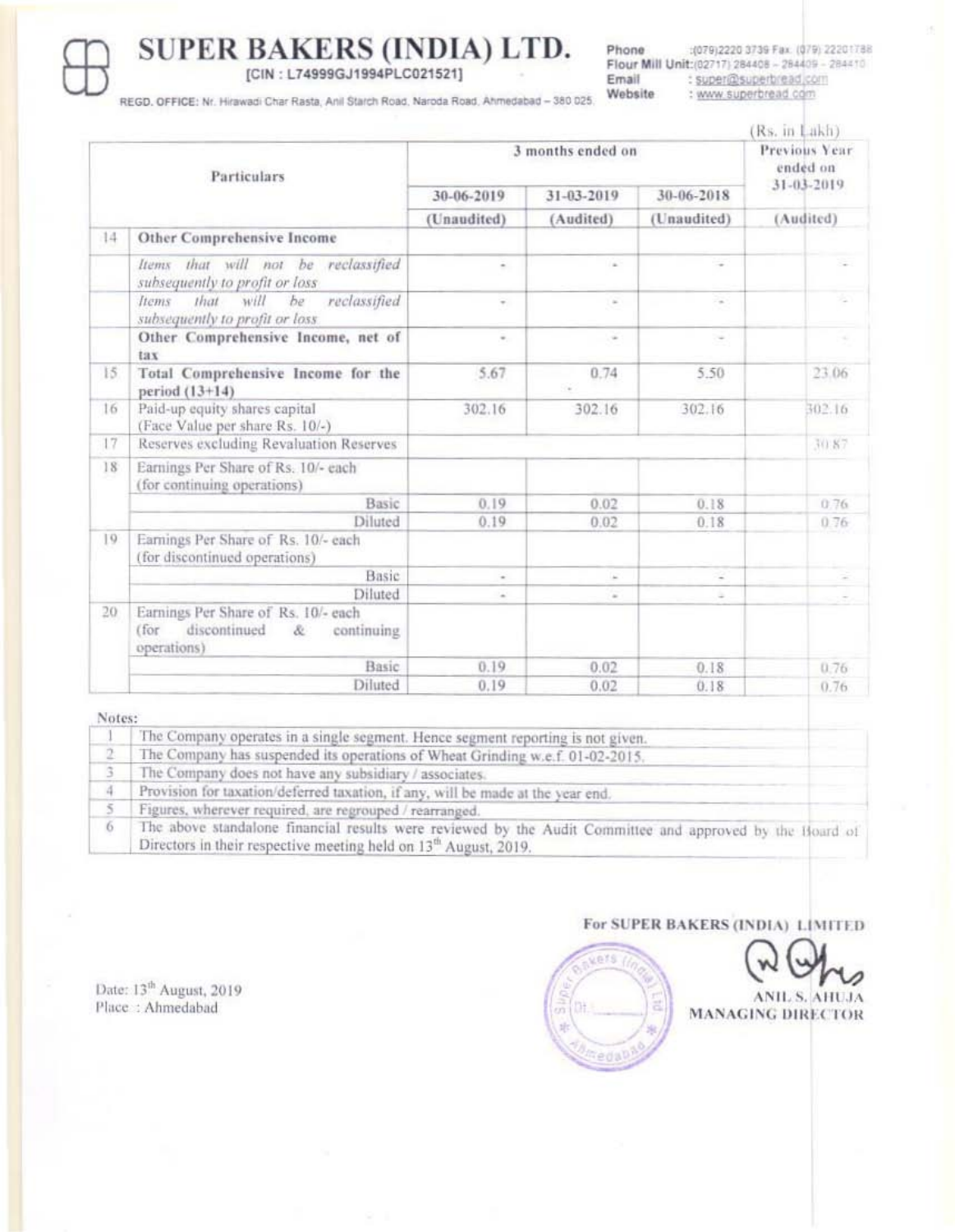# SUPER BAKERS (INDIA) LTD.

[CIN : L74999GJ1994PLC021521]

REGD. OFFICE: Nr. Hirawadi Char Rasta, Anil Starch Road, Naroda Road, Ahmedabad – 380 025.

Phone :(079)2220 3739 Fax :(079) 22201788
Flour Mill Unit:(02717) 284408 – 284409 – 284410
Email : super@superbread.com
Website : www.superbread.com

(Rs. in Lakh)

| | Particulars | 3 months ended on | | | Previous Year ended on 31-03-2019 |
|---|---|---|---|---|---|
| | | 30-06-2019 | 31-03-2019 | 30-06-2018 | |
| | | (Unaudited) | (Audited) | (Unaudited) | (Audited) |
| 14 | **Other Comprehensive Income** | | | | |
| | *Items that will not be reclassified subsequently to profit or loss* | - | - | - | - |
| | *Items that will be reclassified subsequently to profit or loss* | - | - | - | - |
| | **Other Comprehensive Income, net of tax** | - | - | - | - |
| 15 | **Total Comprehensive Income for the period (13+14)** | 5.67 | 0.74 | 5.50 | 23.06 |
| 16 | Paid-up equity shares capital (Face Value per share Rs. 10/-) | 302.16 | 302.16 | 302.16 | 302.16 |
| 17 | Reserves excluding Revaluation Reserves | | | | 30.87 |
| 18 | Earnings Per Share of Rs. 10/- each (for continuing operations) | | | | |
| | Basic | 0.19 | 0.02 | 0.18 | 0.76 |
| | Diluted | 0.19 | 0.02 | 0.18 | 0.76 |
| 19 | Earnings Per Share of Rs. 10/- each (for discontinued operations) | | | | |
| | Basic | - | - | - | - |
| | Diluted | - | - | - | - |
| 20 | Earnings Per Share of Rs. 10/- each (for discontinued & continuing operations) | | | | |
| | Basic | 0.19 | 0.02 | 0.18 | 0.76 |
| | Diluted | 0.19 | 0.02 | 0.18 | 0.76 |

Notes:

| | |
|---|---|
| 1 | The Company operates in a single segment. Hence segment reporting is not given. |
| 2 | The Company has suspended its operations of Wheat Grinding w.e.f. 01-02-2015. |
| 3 | The Company does not have any subsidiary / associates. |
| 4 | Provision for taxation/deferred taxation, if any, will be made at the year end. |
| 5 | Figures, wherever required, are regrouped / rearranged. |
| 6 | The above standalone financial results were reviewed by the Audit Committee and approved by the Board of Directors in their respective meeting held on 13th August, 2019. |

For SUPER BAKERS (INDIA) LIMITED

ANIL S. AHUJA
MANAGING DIRECTOR

Date: 13th August, 2019
Place : Ahmedabad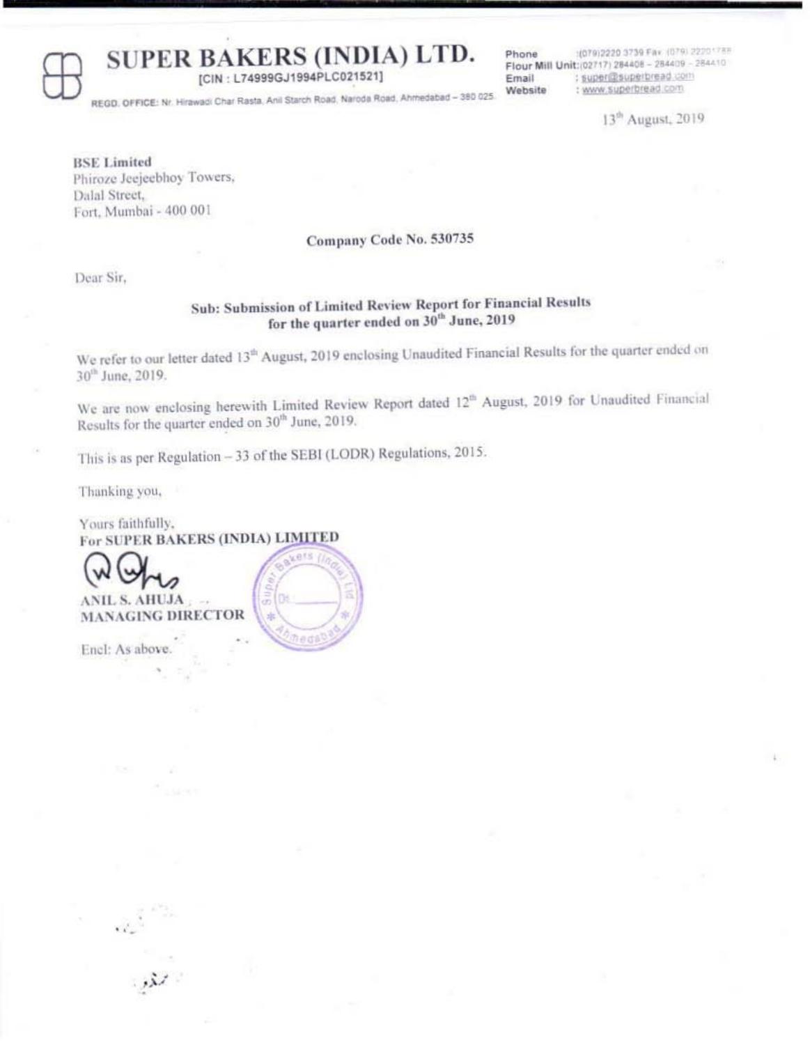# SUPER BAKERS (INDIA) LTD.

[CIN : L74999GJ1994PLC021521]

REGD. OFFICE: Nr. Hirawadi Char Rasta, Anil Starch Road, Naroda Road, Ahmedabad – 380 025.

Phone : (079)2220 3739 Fax (079) 22201788
Flour Mill Unit: (02717) 284408 – 284409 – 284410
Email : super@superbread.com
Website : www.superbread.com

13th August, 2019

**BSE Limited**
Phiroze Jeejeebhoy Towers,
Dalal Street,
Fort, Mumbai - 400 001

**Company Code No. 530735**

Dear Sir,

**Sub: Submission of Limited Review Report for Financial Results for the quarter ended on 30th June, 2019**

We refer to our letter dated 13th August, 2019 enclosing Unaudited Financial Results for the quarter ended on 30th June, 2019.

We are now enclosing herewith Limited Review Report dated 12th August, 2019 for Unaudited Financial Results for the quarter ended on 30th June, 2019.

This is as per Regulation – 33 of the SEBI (LODR) Regulations, 2015.

Thanking you,

Yours faithfully,
**For SUPER BAKERS (INDIA) LIMITED**

**ANIL S. AHUJA**
**MANAGING DIRECTOR**

Encl: As above.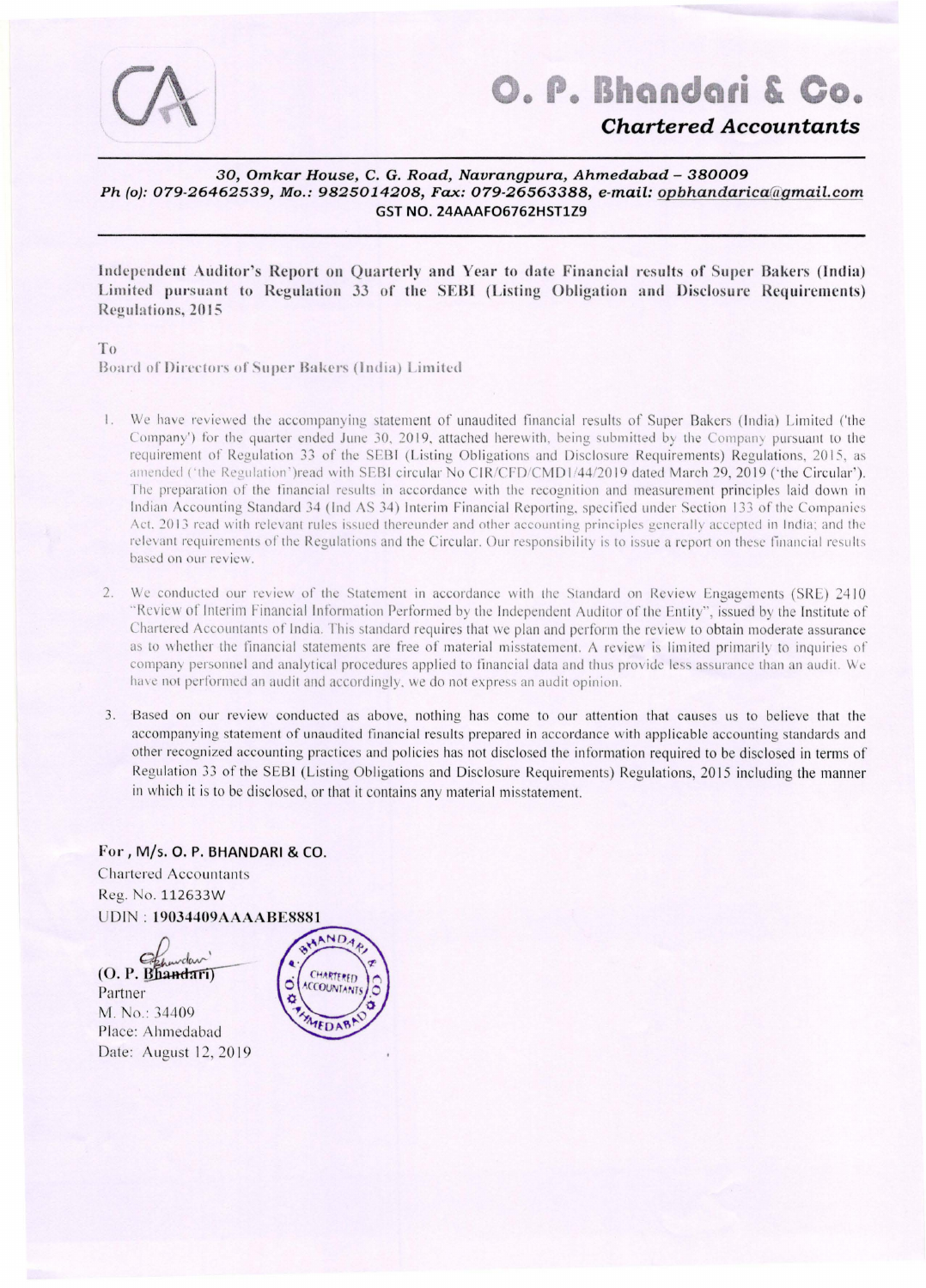# O. P. Bhandari & Co.

*Chartered Accountants*

*30, Omkar House, C. G. Road, Navrangpura, Ahmedabad – 380009*
*Ph (o): 079-26462539, Mo.: 9825014208, Fax: 079-26563388, e-mail: opbhandarica@gmail.com*
**GST NO. 24AAAFO6762HST1Z9**

**Independent Auditor's Report on Quarterly and Year to date Financial results of Super Bakers (India) Limited pursuant to Regulation 33 of the SEBI (Listing Obligation and Disclosure Requirements) Regulations, 2015**

To
Board of Directors of Super Bakers (India) Limited

1. We have reviewed the accompanying statement of unaudited financial results of Super Bakers (India) Limited ('the Company') for the quarter ended June 30, 2019, attached herewith, being submitted by the Company pursuant to the requirement of Regulation 33 of the SEBI (Listing Obligations and Disclosure Requirements) Regulations, 2015, as amended ('the Regulation')read with SEBI circular No CIR/CFD/CMD1/44/2019 dated March 29, 2019 ('the Circular'). The preparation of the financial results in accordance with the recognition and measurement principles laid down in Indian Accounting Standard 34 (Ind AS 34) Interim Financial Reporting, specified under Section 133 of the Companies Act, 2013 read with relevant rules issued thereunder and other accounting principles generally accepted in India; and the relevant requirements of the Regulations and the Circular. Our responsibility is to issue a report on these financial results based on our review.

2. We conducted our review of the Statement in accordance with the Standard on Review Engagements (SRE) 2410 "Review of Interim Financial Information Performed by the Independent Auditor of the Entity", issued by the Institute of Chartered Accountants of India. This standard requires that we plan and perform the review to obtain moderate assurance as to whether the financial statements are free of material misstatement. A review is limited primarily to inquiries of company personnel and analytical procedures applied to financial data and thus provide less assurance than an audit. We have not performed an audit and accordingly, we do not express an audit opinion.

3. Based on our review conducted as above, nothing has come to our attention that causes us to believe that the accompanying statement of unaudited financial results prepared in accordance with applicable accounting standards and other recognized accounting practices and policies has not disclosed the information required to be disclosed in terms of Regulation 33 of the SEBI (Listing Obligations and Disclosure Requirements) Regulations, 2015 including the manner in which it is to be disclosed, or that it contains any material misstatement.

**For , M/s. O. P. BHANDARI & CO.**
Chartered Accountants
Reg. No. 112633W
UDIN : **19034409AAAABE8881**

(O. P. Bhandari)
Partner
M. No.: 34409
Place: Ahmedabad
Date: August 12, 2019